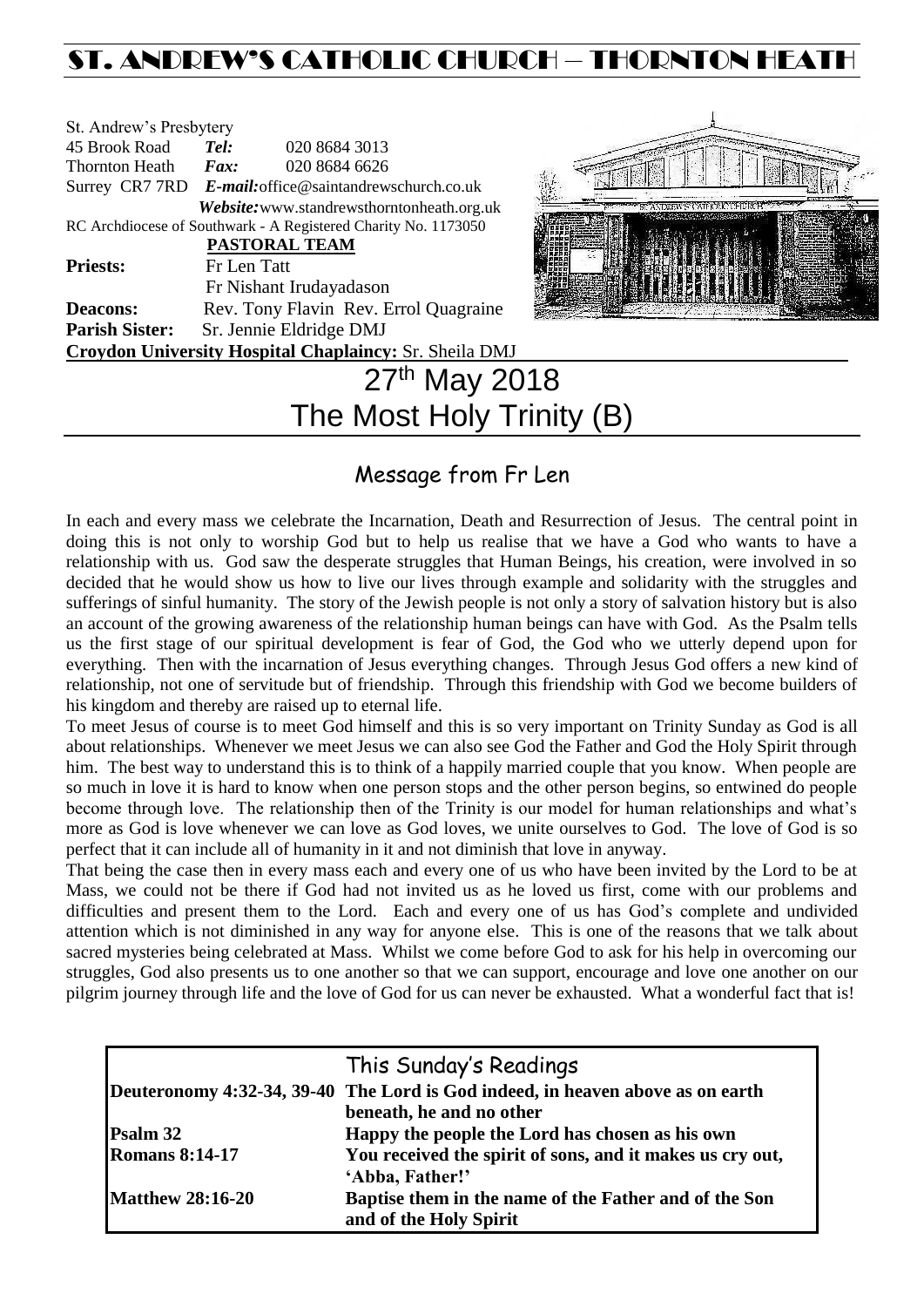# ST. ANDREW'S CATHOLIC CHURCH – THORNTON HEATH

St. Andrew's Presbytery
45 Brook Road *Tel:* 020 8684 3013
Thornton Heath *Fax:* 020 8684 6626
Surrey CR7 7RD *E-mail:* office@saintandrewschurch.co.uk
*Website:* www.standrewsthorntonheath.org.uk
RC Archdiocese of Southwark - A Registered Charity No. 1173050

**PASTORAL TEAM**

**Priests:** Fr Len Tatt
Fr Nishant Irudayadason
**Deacons:** Rev. Tony Flavin Rev. Errol Quagraine
**Parish Sister:** Sr. Jennie Eldridge DMJ
**Croydon University Hospital Chaplaincy:** Sr. Sheila DMJ

# 27th May 2018
# The Most Holy Trinity (B)

## Message from Fr Len

In each and every mass we celebrate the Incarnation, Death and Resurrection of Jesus. The central point in doing this is not only to worship God but to help us realise that we have a God who wants to have a relationship with us. God saw the desperate struggles that Human Beings, his creation, were involved in so decided that he would show us how to live our lives through example and solidarity with the struggles and sufferings of sinful humanity. The story of the Jewish people is not only a story of salvation history but is also an account of the growing awareness of the relationship human beings can have with God. As the Psalm tells us the first stage of our spiritual development is fear of God, the God who we utterly depend upon for everything. Then with the incarnation of Jesus everything changes. Through Jesus God offers a new kind of relationship, not one of servitude but of friendship. Through this friendship with God we become builders of his kingdom and thereby are raised up to eternal life.

To meet Jesus of course is to meet God himself and this is so very important on Trinity Sunday as God is all about relationships. Whenever we meet Jesus we can also see God the Father and God the Holy Spirit through him. The best way to understand this is to think of a happily married couple that you know. When people are so much in love it is hard to know when one person stops and the other person begins, so entwined do people become through love. The relationship then of the Trinity is our model for human relationships and what's more as God is love whenever we can love as God loves, we unite ourselves to God. The love of God is so perfect that it can include all of humanity in it and not diminish that love in anyway.

That being the case then in every mass each and every one of us who have been invited by the Lord to be at Mass, we could not be there if God had not invited us as he loved us first, come with our problems and difficulties and present them to the Lord. Each and every one of us has God's complete and undivided attention which is not diminished in any way for anyone else. This is one of the reasons that we talk about sacred mysteries being celebrated at Mass. Whilst we come before God to ask for his help in overcoming our struggles, God also presents us to one another so that we can support, encourage and love one another on our pilgrim journey through life and the love of God for us can never be exhausted. What a wonderful fact that is!

## This Sunday's Readings

| | |
|---|---|
| **Deuteronomy 4:32-34, 39-40** | **The Lord is God indeed, in heaven above as on earth beneath, he and no other** |
| **Psalm 32** | **Happy the people the Lord has chosen as his own** |
| **Romans 8:14-17** | **You received the spirit of sons, and it makes us cry out, 'Abba, Father!'** |
| **Matthew 28:16-20** | **Baptise them in the name of the Father and of the Son and of the Holy Spirit** |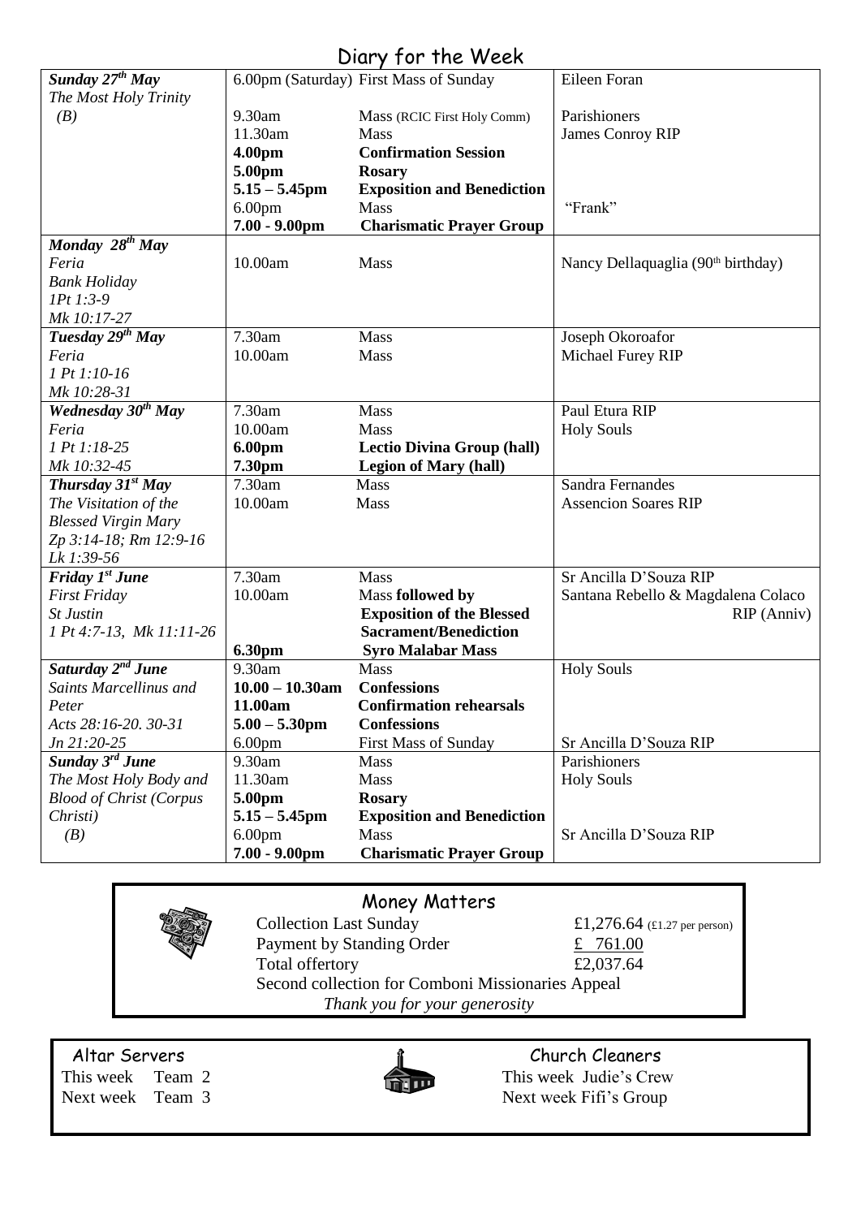# Diary for the Week

| Day | Time | Event | Intention |
|---|---|---|---|
| ***Sunday 27th May*** *The Most Holy Trinity (B)* | 6.00pm (Saturday) | First Mass of Sunday | Eileen Foran |
| | 9.30am | Mass (RCIC First Holy Comm) | Parishioners |
| | 11.30am | Mass | James Conroy RIP |
| | **4.00pm** | **Confirmation Session** | |
| | **5.00pm** | **Rosary** | |
| | **5.15 – 5.45pm** | **Exposition and Benediction** | |
| | 6.00pm | Mass | "Frank" |
| | **7.00 - 9.00pm** | **Charismatic Prayer Group** | |
| ***Monday 28th May*** *Feria* *Bank Holiday* *1Pt 1:3-9* *Mk 10:17-27* | 10.00am | Mass | Nancy Dellaquaglia (90th birthday) |
| ***Tuesday 29th May*** *Feria* *1 Pt 1:10-16* *Mk 10:28-31* | 7.30am | Mass | Joseph Okoroafor |
| | 10.00am | Mass | Michael Furey RIP |
| ***Wednesday 30th May*** *Feria* *1 Pt 1:18-25* *Mk 10:32-45* | 7.30am | Mass | Paul Etura RIP |
| | 10.00am | Mass | Holy Souls |
| | **6.00pm** | **Lectio Divina Group (hall)** | |
| | **7.30pm** | **Legion of Mary (hall)** | |
| ***Thursday 31st May*** *The Visitation of the Blessed Virgin Mary* *Zp 3:14-18; Rm 12:9-16* *Lk 1:39-56* | 7.30am | Mass | Sandra Fernandes |
| | 10.00am | Mass | Assencion Soares RIP |
| ***Friday 1st June*** *First Friday* *St Justin* *1 Pt 4:7-13, Mk 11:11-26* | 7.30am | Mass | Sr Ancilla D'Souza RIP |
| | 10.00am | Mass **followed by Exposition of the Blessed Sacrament/Benediction** | Santana Rebello & Magdalena Colaco RIP (Anniv) |
| | **6.30pm** | **Syro Malabar Mass** | |
| ***Saturday 2nd June*** *Saints Marcellinus and Peter* *Acts 28:16-20. 30-31* *Jn 21:20-25* | 9.30am | Mass | Holy Souls |
| | **10.00 – 10.30am** | **Confessions** | |
| | **11.00am** | **Confirmation rehearsals** | |
| | **5.00 – 5.30pm** | **Confessions** | |
| | 6.00pm | First Mass of Sunday | Sr Ancilla D'Souza RIP |
| ***Sunday 3rd June*** *The Most Holy Body and Blood of Christ (Corpus Christi) (B)* | 9.30am | Mass | Parishioners |
| | 11.30am | Mass | Holy Souls |
| | **5.00pm** | **Rosary** | |
| | **5.15 – 5.45pm** | **Exposition and Benediction** | |
| | 6.00pm | Mass | Sr Ancilla D'Souza RIP |
| | **7.00 - 9.00pm** | **Charismatic Prayer Group** | |

## Money Matters

| | |
|---|---|
| Collection Last Sunday | £1,276.64 (£1.27 per person) |
| Payment by Standing Order | £ 761.00 |
| Total offertory | £2,037.64 |

Second collection for Comboni Missionaries Appeal

*Thank you for your generosity*

## Altar Servers

This week Team 2
Next week Team 3

## Church Cleaners

This week Judie's Crew
Next week Fifi's Group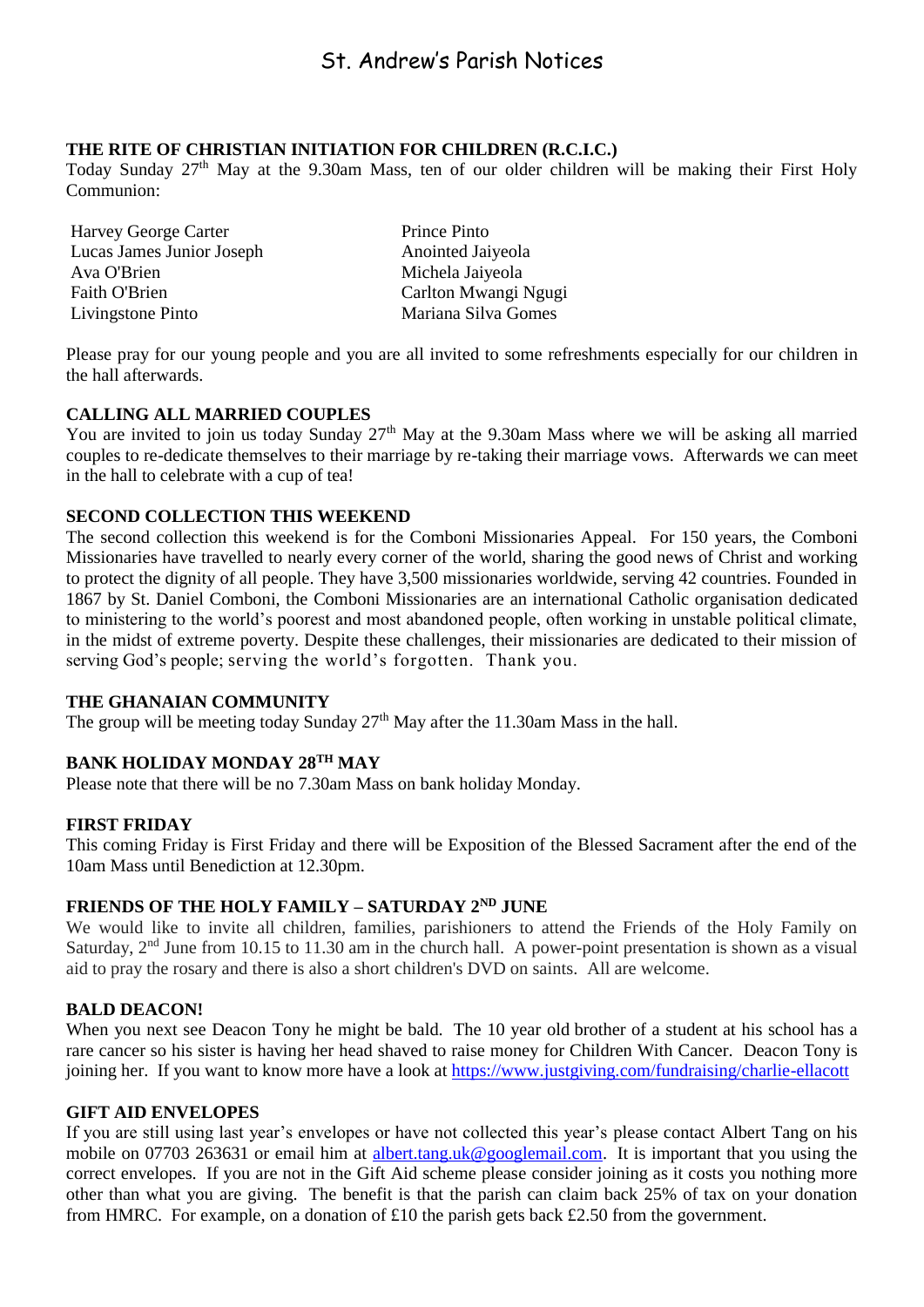# St. Andrew's Parish Notices

**THE RITE OF CHRISTIAN INITIATION FOR CHILDREN (R.C.I.C.)**

Today Sunday 27th May at the 9.30am Mass, ten of our older children will be making their First Holy Communion:

| | |
|---|---|
| Harvey George Carter | Prince Pinto |
| Lucas James Junior Joseph | Anointed Jaiyeola |
| Ava O'Brien | Michela Jaiyeola |
| Faith O'Brien | Carlton Mwangi Ngugi |
| Livingstone Pinto | Mariana Silva Gomes |

Please pray for our young people and you are all invited to some refreshments especially for our children in the hall afterwards.

**CALLING ALL MARRIED COUPLES**

You are invited to join us today Sunday 27th May at the 9.30am Mass where we will be asking all married couples to re-dedicate themselves to their marriage by re-taking their marriage vows. Afterwards we can meet in the hall to celebrate with a cup of tea!

**SECOND COLLECTION THIS WEEKEND**

The second collection this weekend is for the Comboni Missionaries Appeal. For 150 years, the Comboni Missionaries have travelled to nearly every corner of the world, sharing the good news of Christ and working to protect the dignity of all people. They have 3,500 missionaries worldwide, serving 42 countries. Founded in 1867 by St. Daniel Comboni, the Comboni Missionaries are an international Catholic organisation dedicated to ministering to the world's poorest and most abandoned people, often working in unstable political climate, in the midst of extreme poverty. Despite these challenges, their missionaries are dedicated to their mission of serving God's people; serving the world's forgotten. Thank you.

**THE GHANAIAN COMMUNITY**

The group will be meeting today Sunday 27th May after the 11.30am Mass in the hall.

**BANK HOLIDAY MONDAY 28TH MAY**

Please note that there will be no 7.30am Mass on bank holiday Monday.

**FIRST FRIDAY**

This coming Friday is First Friday and there will be Exposition of the Blessed Sacrament after the end of the 10am Mass until Benediction at 12.30pm.

**FRIENDS OF THE HOLY FAMILY – SATURDAY 2ND JUNE**

We would like to invite all children, families, parishioners to attend the Friends of the Holy Family on Saturday, 2nd June from 10.15 to 11.30 am in the church hall. A power-point presentation is shown as a visual aid to pray the rosary and there is also a short children's DVD on saints. All are welcome.

**BALD DEACON!**

When you next see Deacon Tony he might be bald. The 10 year old brother of a student at his school has a rare cancer so his sister is having her head shaved to raise money for Children With Cancer. Deacon Tony is joining her. If you want to know more have a look at https://www.justgiving.com/fundraising/charlie-ellacott

**GIFT AID ENVELOPES**

If you are still using last year's envelopes or have not collected this year's please contact Albert Tang on his mobile on 07703 263631 or email him at albert.tang.uk@googlemail.com. It is important that you using the correct envelopes. If you are not in the Gift Aid scheme please consider joining as it costs you nothing more other than what you are giving. The benefit is that the parish can claim back 25% of tax on your donation from HMRC. For example, on a donation of £10 the parish gets back £2.50 from the government.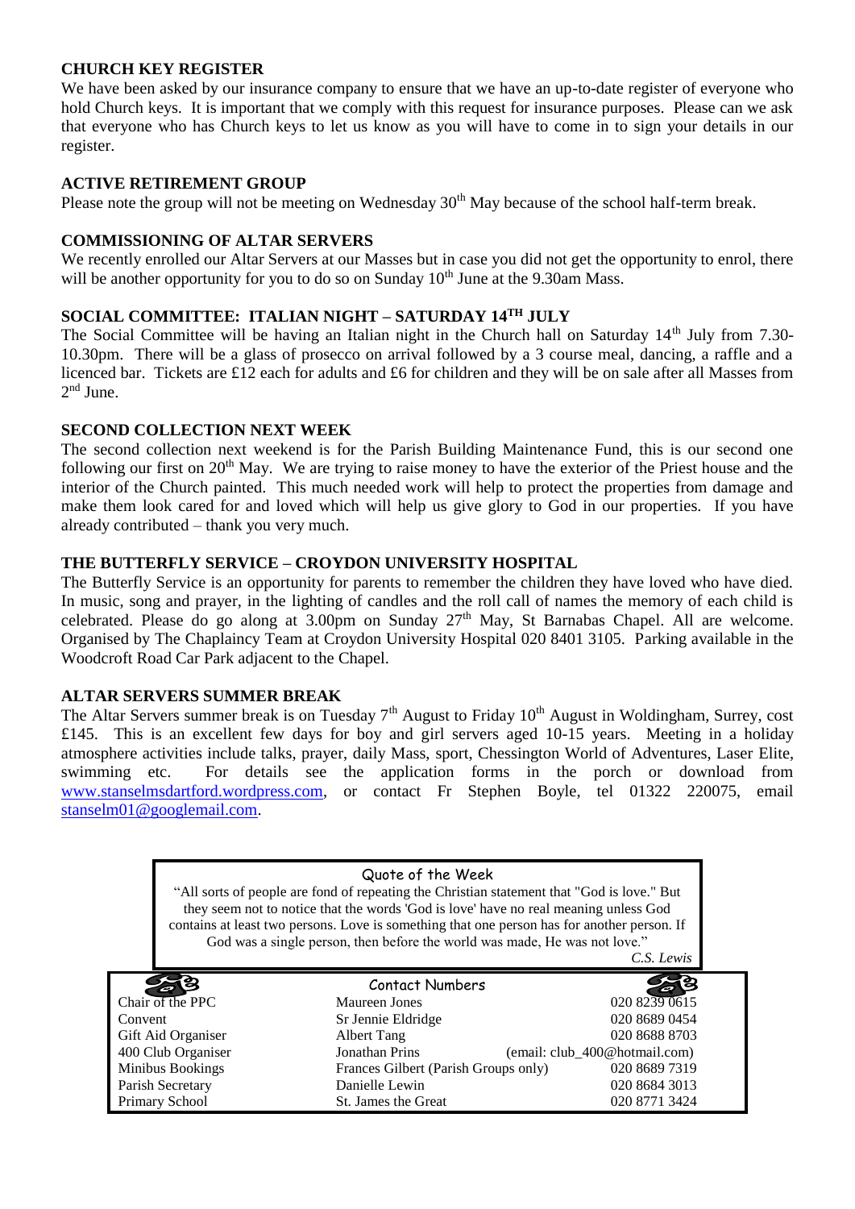## CHURCH KEY REGISTER

We have been asked by our insurance company to ensure that we have an up-to-date register of everyone who hold Church keys. It is important that we comply with this request for insurance purposes. Please can we ask that everyone who has Church keys to let us know as you will have to come in to sign your details in our register.

## ACTIVE RETIREMENT GROUP

Please note the group will not be meeting on Wednesday 30th May because of the school half-term break.

## COMMISSIONING OF ALTAR SERVERS

We recently enrolled our Altar Servers at our Masses but in case you did not get the opportunity to enrol, there will be another opportunity for you to do so on Sunday 10th June at the 9.30am Mass.

## SOCIAL COMMITTEE: ITALIAN NIGHT – SATURDAY 14TH JULY

The Social Committee will be having an Italian night in the Church hall on Saturday 14th July from 7.30-10.30pm. There will be a glass of prosecco on arrival followed by a 3 course meal, dancing, a raffle and a licenced bar. Tickets are £12 each for adults and £6 for children and they will be on sale after all Masses from 2nd June.

## SECOND COLLECTION NEXT WEEK

The second collection next weekend is for the Parish Building Maintenance Fund, this is our second one following our first on 20th May. We are trying to raise money to have the exterior of the Priest house and the interior of the Church painted. This much needed work will help to protect the properties from damage and make them look cared for and loved which will help us give glory to God in our properties. If you have already contributed – thank you very much.

## THE BUTTERFLY SERVICE – CROYDON UNIVERSITY HOSPITAL

The Butterfly Service is an opportunity for parents to remember the children they have loved who have died. In music, song and prayer, in the lighting of candles and the roll call of names the memory of each child is celebrated. Please do go along at 3.00pm on Sunday 27th May, St Barnabas Chapel. All are welcome. Organised by The Chaplaincy Team at Croydon University Hospital 020 8401 3105. Parking available in the Woodcroft Road Car Park adjacent to the Chapel.

## ALTAR SERVERS SUMMER BREAK

The Altar Servers summer break is on Tuesday 7th August to Friday 10th August in Woldingham, Surrey, cost £145. This is an excellent few days for boy and girl servers aged 10-15 years. Meeting in a holiday atmosphere activities include talks, prayer, daily Mass, sport, Chessington World of Adventures, Laser Elite, swimming etc. For details see the application forms in the porch or download from www.stanselmsdartford.wordpress.com, or contact Fr Stephen Boyle, tel 01322 220075, email stanselm01@googlemail.com.

### Quote of the Week

"All sorts of people are fond of repeating the Christian statement that "God is love." But they seem not to notice that the words 'God is love' have no real meaning unless God contains at least two persons. Love is something that one person has for another person. If God was a single person, then before the world was made, He was not love."

*C.S. Lewis*

### Contact Numbers

| | | |
|---|---|---|
| Chair of the PPC | Maureen Jones | 020 8239 0615 |
| Convent | Sr Jennie Eldridge | 020 8689 0454 |
| Gift Aid Organiser | Albert Tang | 020 8688 8703 |
| 400 Club Organiser | Jonathan Prins | (email: club_400@hotmail.com) |
| Minibus Bookings | Frances Gilbert (Parish Groups only) | 020 8689 7319 |
| Parish Secretary | Danielle Lewin | 020 8684 3013 |
| Primary School | St. James the Great | 020 8771 3424 |